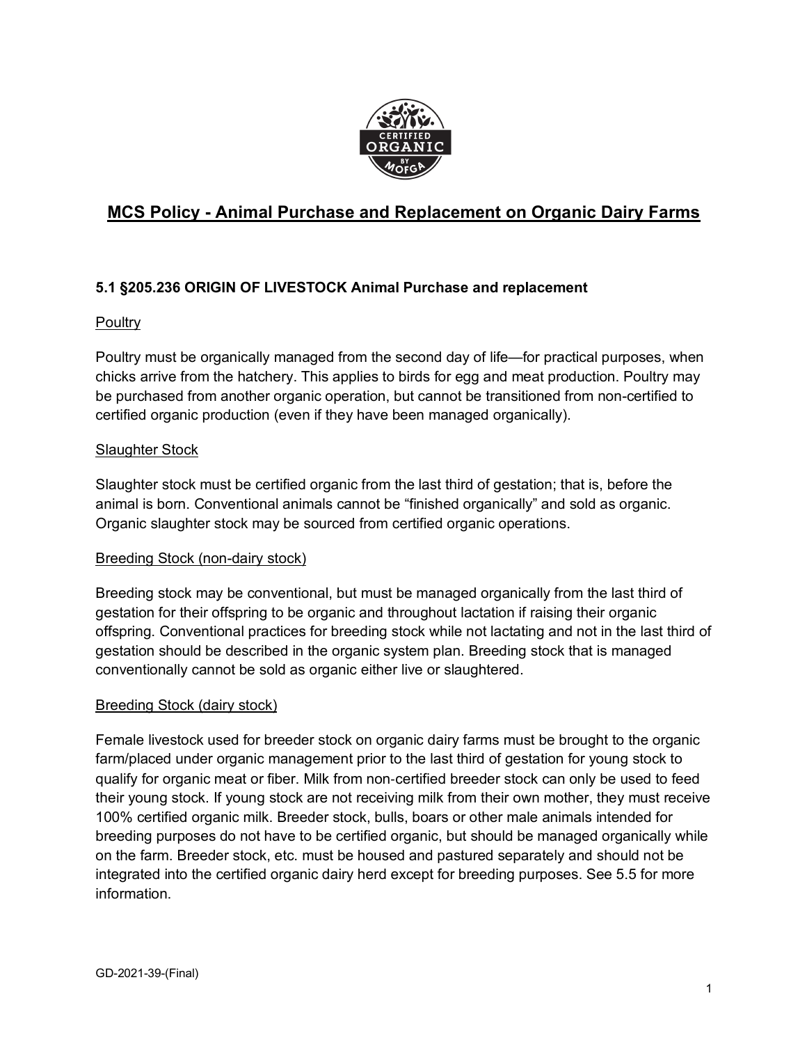# MCS Policy - Animal Purchase and Replacement on Organic Dairy Farms

### 5.1 §205.236 ORIGIN OF LIVESTOCK Animal Purchase and replacement

Poultry

Poultry must be organically managed from the second day of life—for practical purposes, when chicks arrive from the hatchery. This applies to birds for egg and meat production. Poultry may be purchased from another organic operation, but cannot be transitioned from non-certified to certified organic production (even if they have been managed organically).

Slaughter Stock

Slaughter stock must be certified organic from the last third of gestation; that is, before the animal is born. Conventional animals cannot be “finished organically” and sold as organic. Organic slaughter stock may be sourced from certified organic operations.

Breeding Stock (non-dairy stock)

Breeding stock may be conventional, but must be managed organically from the last third of gestation for their offspring to be organic and throughout lactation if raising their organic offspring. Conventional practices for breeding stock while not lactating and not in the last third of gestation should be described in the organic system plan. Breeding stock that is managed conventionally cannot be sold as organic either live or slaughtered.

Breeding Stock (dairy stock)

Female livestock used for breeder stock on organic dairy farms must be brought to the organic farm/placed under organic management prior to the last third of gestation for young stock to qualify for organic meat or fiber. Milk from non-certified breeder stock can only be used to feed their young stock. If young stock are not receiving milk from their own mother, they must receive 100% certified organic milk. Breeder stock, bulls, boars or other male animals intended for breeding purposes do not have to be certified organic, but should be managed organically while on the farm. Breeder stock, etc. must be housed and pastured separately and should not be integrated into the certified organic dairy herd except for breeding purposes. See 5.5 for more information.

GD-2021-39-(Final)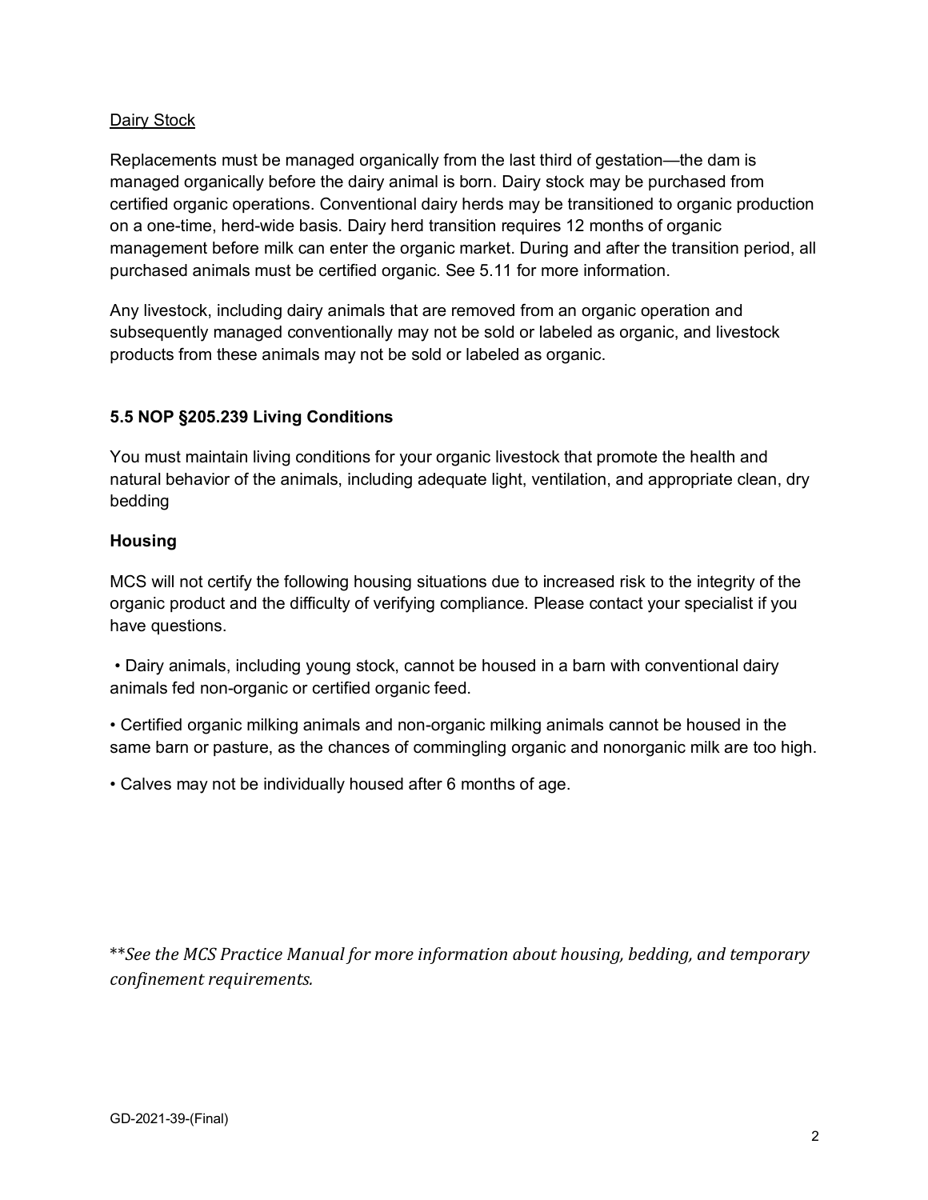Dairy Stock

Replacements must be managed organically from the last third of gestation—the dam is managed organically before the dairy animal is born. Dairy stock may be purchased from certified organic operations. Conventional dairy herds may be transitioned to organic production on a one-time, herd-wide basis. Dairy herd transition requires 12 months of organic management before milk can enter the organic market. During and after the transition period, all purchased animals must be certified organic. See 5.11 for more information.

Any livestock, including dairy animals that are removed from an organic operation and subsequently managed conventionally may not be sold or labeled as organic, and livestock products from these animals may not be sold or labeled as organic.

### 5.5 NOP §205.239 Living Conditions

You must maintain living conditions for your organic livestock that promote the health and natural behavior of the animals, including adequate light, ventilation, and appropriate clean, dry bedding

#### Housing

MCS will not certify the following housing situations due to increased risk to the integrity of the organic product and the difficulty of verifying compliance. Please contact your specialist if you have questions.

- Dairy animals, including young stock, cannot be housed in a barn with conventional dairy animals fed non-organic or certified organic feed.
- Certified organic milking animals and non-organic milking animals cannot be housed in the same barn or pasture, as the chances of commingling organic and nonorganic milk are too high.
- Calves may not be individually housed after 6 months of age.

***See the MCS Practice Manual for more information about housing, bedding, and temporary confinement requirements.*

GD-2021-39-(Final)